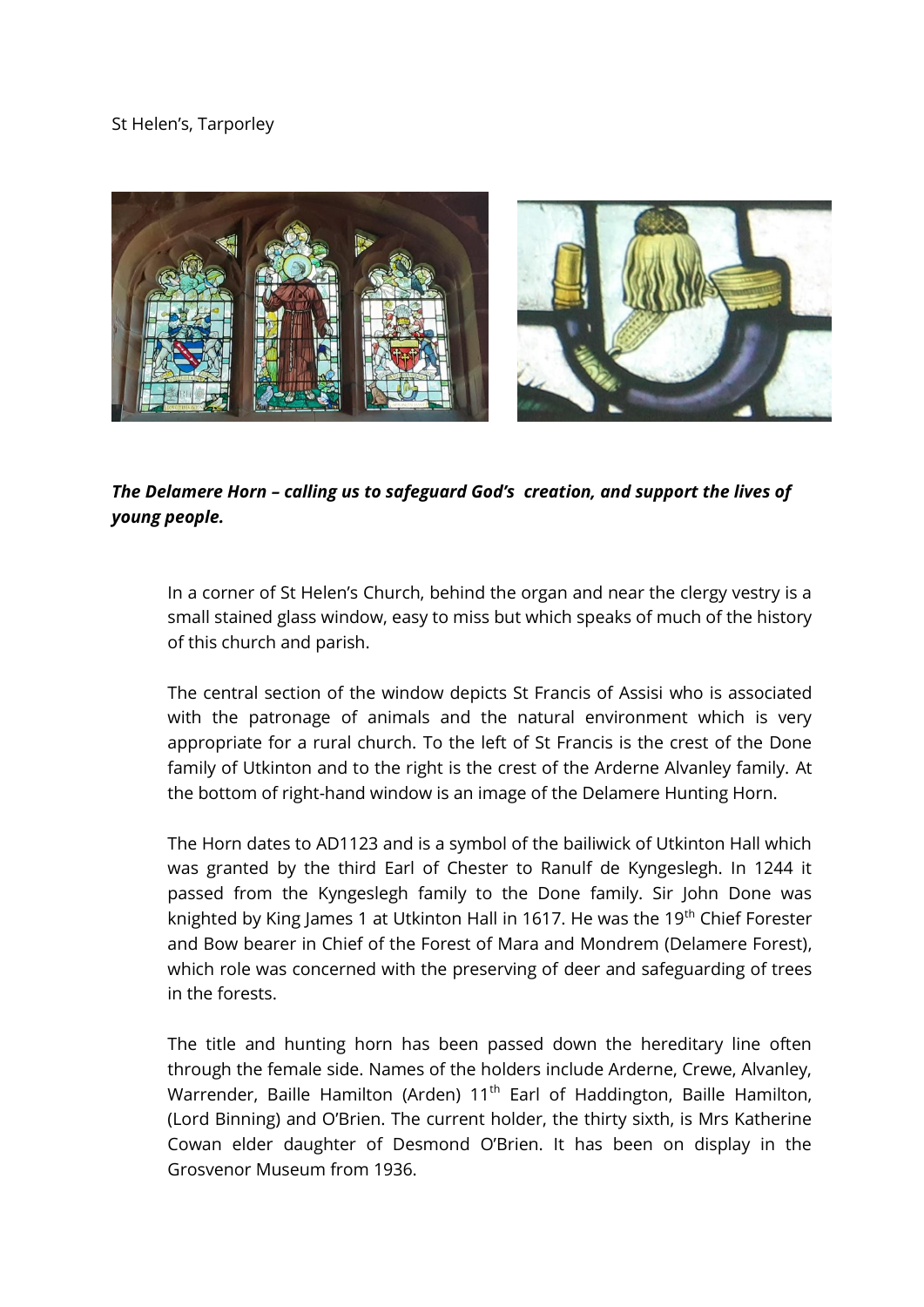St Helen's, Tarporley

***The Delamere Horn – calling us to safeguard God's creation, and support the lives of young people.***

In a corner of St Helen's Church, behind the organ and near the clergy vestry is a small stained glass window, easy to miss but which speaks of much of the history of this church and parish.

The central section of the window depicts St Francis of Assisi who is associated with the patronage of animals and the natural environment which is very appropriate for a rural church. To the left of St Francis is the crest of the Done family of Utkinton and to the right is the crest of the Arderne Alvanley family. At the bottom of right-hand window is an image of the Delamere Hunting Horn.

The Horn dates to AD1123 and is a symbol of the bailiwick of Utkinton Hall which was granted by the third Earl of Chester to Ranulf de Kyngeslegh. In 1244 it passed from the Kyngeslegh family to the Done family. Sir John Done was knighted by King James 1 at Utkinton Hall in 1617. He was the 19th Chief Forester and Bow bearer in Chief of the Forest of Mara and Mondrem (Delamere Forest), which role was concerned with the preserving of deer and safeguarding of trees in the forests.

The title and hunting horn has been passed down the hereditary line often through the female side. Names of the holders include Arderne, Crewe, Alvanley, Warrender, Baille Hamilton (Arden) 11th Earl of Haddington, Baille Hamilton, (Lord Binning) and O'Brien. The current holder, the thirty sixth, is Mrs Katherine Cowan elder daughter of Desmond O'Brien. It has been on display in the Grosvenor Museum from 1936.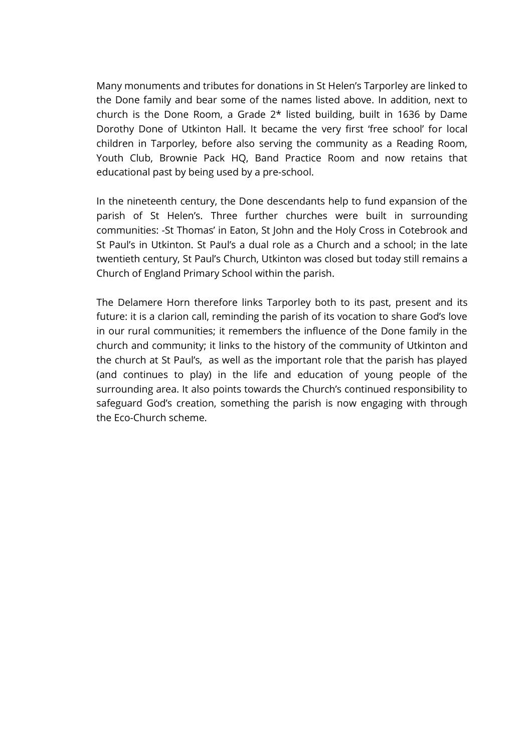Many monuments and tributes for donations in St Helen's Tarporley are linked to the Done family and bear some of the names listed above. In addition, next to church is the Done Room, a Grade 2* listed building, built in 1636 by Dame Dorothy Done of Utkinton Hall. It became the very first 'free school' for local children in Tarporley, before also serving the community as a Reading Room, Youth Club, Brownie Pack HQ, Band Practice Room and now retains that educational past by being used by a pre-school.

In the nineteenth century, the Done descendants help to fund expansion of the parish of St Helen's. Three further churches were built in surrounding communities: -St Thomas' in Eaton, St John and the Holy Cross in Cotebrook and St Paul's in Utkinton. St Paul's a dual role as a Church and a school; in the late twentieth century, St Paul's Church, Utkinton was closed but today still remains a Church of England Primary School within the parish.

The Delamere Horn therefore links Tarporley both to its past, present and its future: it is a clarion call, reminding the parish of its vocation to share God's love in our rural communities; it remembers the influence of the Done family in the church and community; it links to the history of the community of Utkinton and the church at St Paul's, as well as the important role that the parish has played (and continues to play) in the life and education of young people of the surrounding area. It also points towards the Church's continued responsibility to safeguard God's creation, something the parish is now engaging with through the Eco-Church scheme.